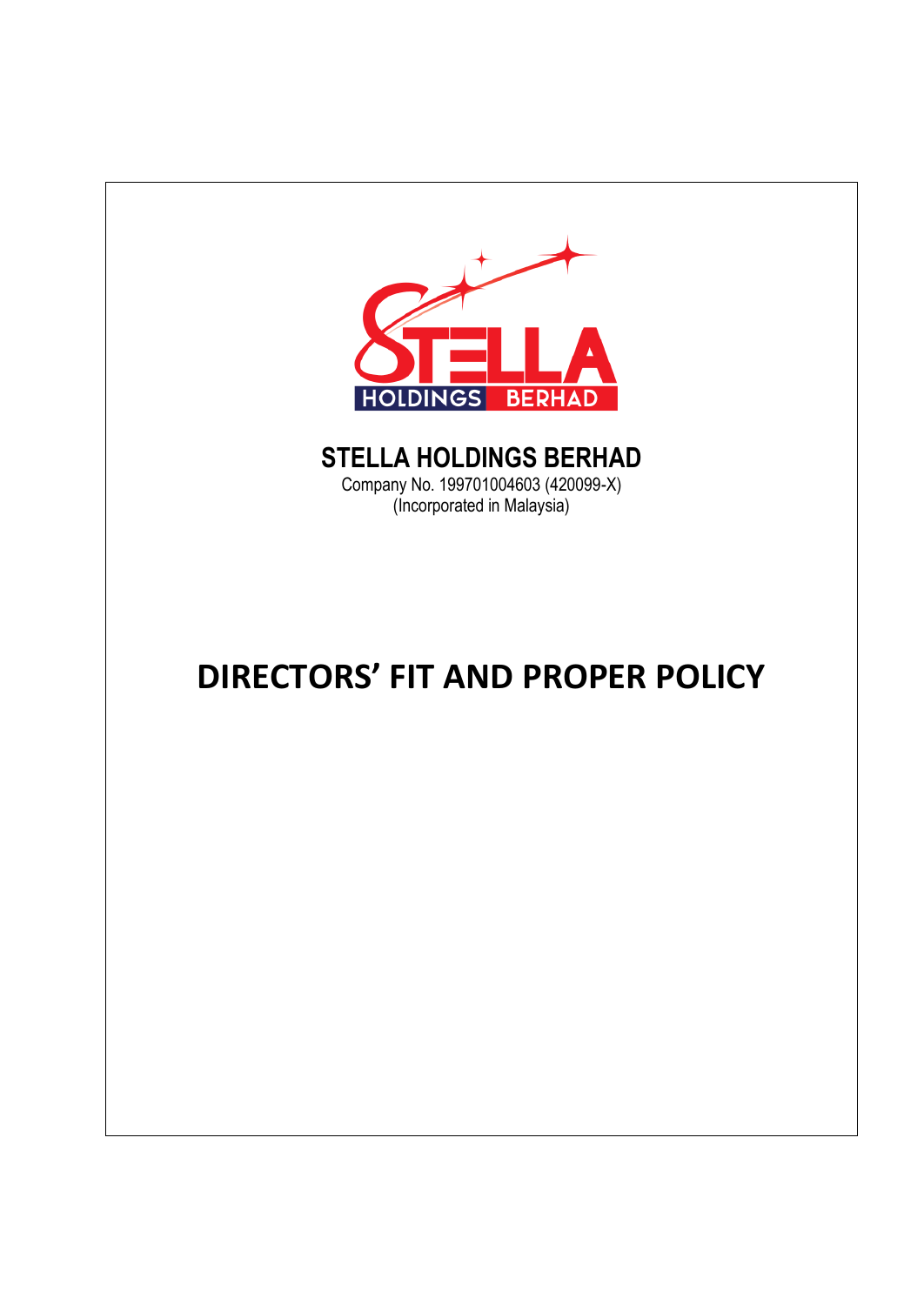# STELLA HOLDINGS BERHAD

Company No. 199701004603 (420099-X)
(Incorporated in Malaysia)

# DIRECTORS' FIT AND PROPER POLICY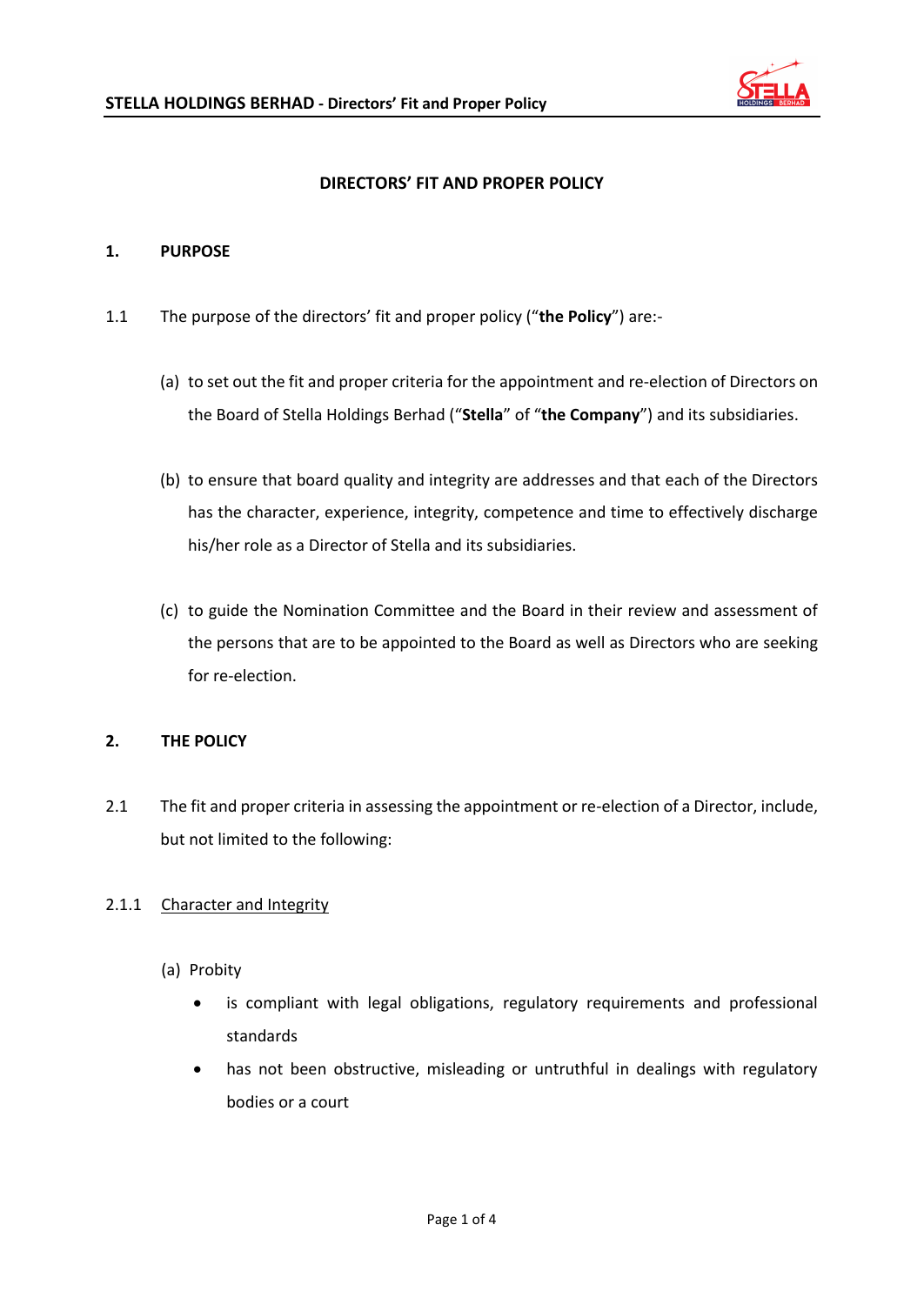**DIRECTORS' FIT AND PROPER POLICY**

**1. PURPOSE**

1.1 The purpose of the directors' fit and proper policy ("**the Policy**") are:-

(a) to set out the fit and proper criteria for the appointment and re-election of Directors on the Board of Stella Holdings Berhad ("**Stella**" of "**the Company**") and its subsidiaries.

(b) to ensure that board quality and integrity are addresses and that each of the Directors has the character, experience, integrity, competence and time to effectively discharge his/her role as a Director of Stella and its subsidiaries.

(c) to guide the Nomination Committee and the Board in their review and assessment of the persons that are to be appointed to the Board as well as Directors who are seeking for re-election.

**2. THE POLICY**

2.1 The fit and proper criteria in assessing the appointment or re-election of a Director, include, but not limited to the following:

2.1.1 Character and Integrity

(a) Probity

- is compliant with legal obligations, regulatory requirements and professional standards
- has not been obstructive, misleading or untruthful in dealings with regulatory bodies or a court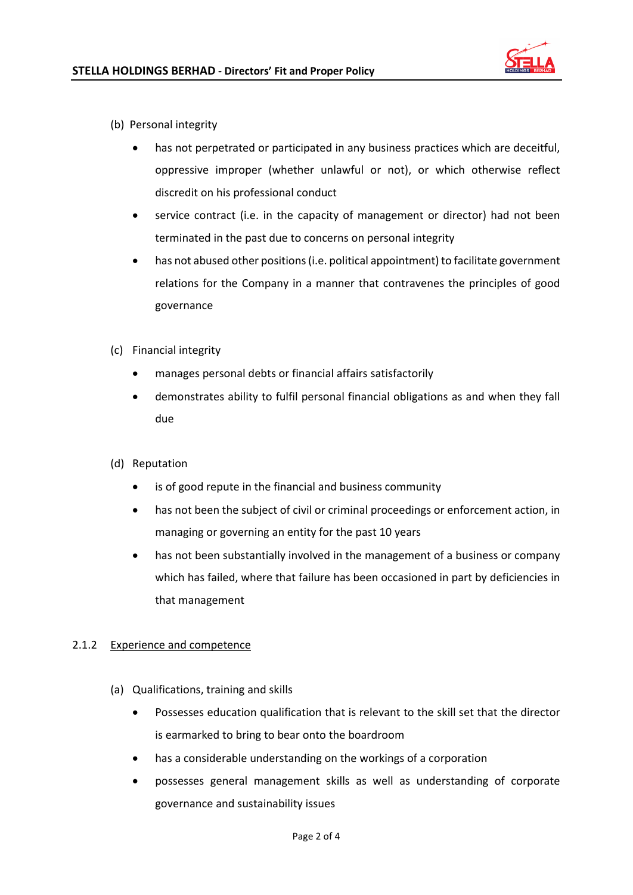(b) Personal integrity

- has not perpetrated or participated in any business practices which are deceitful, oppressive improper (whether unlawful or not), or which otherwise reflect discredit on his professional conduct
- service contract (i.e. in the capacity of management or director) had not been terminated in the past due to concerns on personal integrity
- has not abused other positions (i.e. political appointment) to facilitate government relations for the Company in a manner that contravenes the principles of good governance

(c) Financial integrity

- manages personal debts or financial affairs satisfactorily
- demonstrates ability to fulfil personal financial obligations as and when they fall due

(d) Reputation

- is of good repute in the financial and business community
- has not been the subject of civil or criminal proceedings or enforcement action, in managing or governing an entity for the past 10 years
- has not been substantially involved in the management of a business or company which has failed, where that failure has been occasioned in part by deficiencies in that management

2.1.2 Experience and competence

(a) Qualifications, training and skills

- Possesses education qualification that is relevant to the skill set that the director is earmarked to bring to bear onto the boardroom
- has a considerable understanding on the workings of a corporation
- possesses general management skills as well as understanding of corporate governance and sustainability issues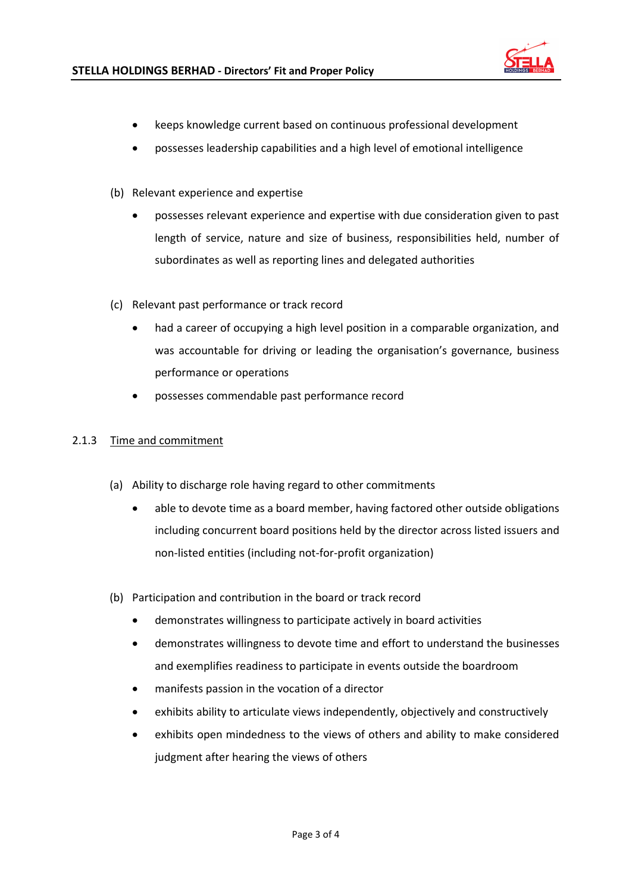- keeps knowledge current based on continuous professional development
- possesses leadership capabilities and a high level of emotional intelligence

(b) Relevant experience and expertise

- possesses relevant experience and expertise with due consideration given to past length of service, nature and size of business, responsibilities held, number of subordinates as well as reporting lines and delegated authorities

(c) Relevant past performance or track record

- had a career of occupying a high level position in a comparable organization, and was accountable for driving or leading the organisation's governance, business performance or operations
- possesses commendable past performance record

2.1.3 Time and commitment

(a) Ability to discharge role having regard to other commitments

- able to devote time as a board member, having factored other outside obligations including concurrent board positions held by the director across listed issuers and non-listed entities (including not-for-profit organization)

(b) Participation and contribution in the board or track record

- demonstrates willingness to participate actively in board activities
- demonstrates willingness to devote time and effort to understand the businesses and exemplifies readiness to participate in events outside the boardroom
- manifests passion in the vocation of a director
- exhibits ability to articulate views independently, objectively and constructively
- exhibits open mindedness to the views of others and ability to make considered judgment after hearing the views of others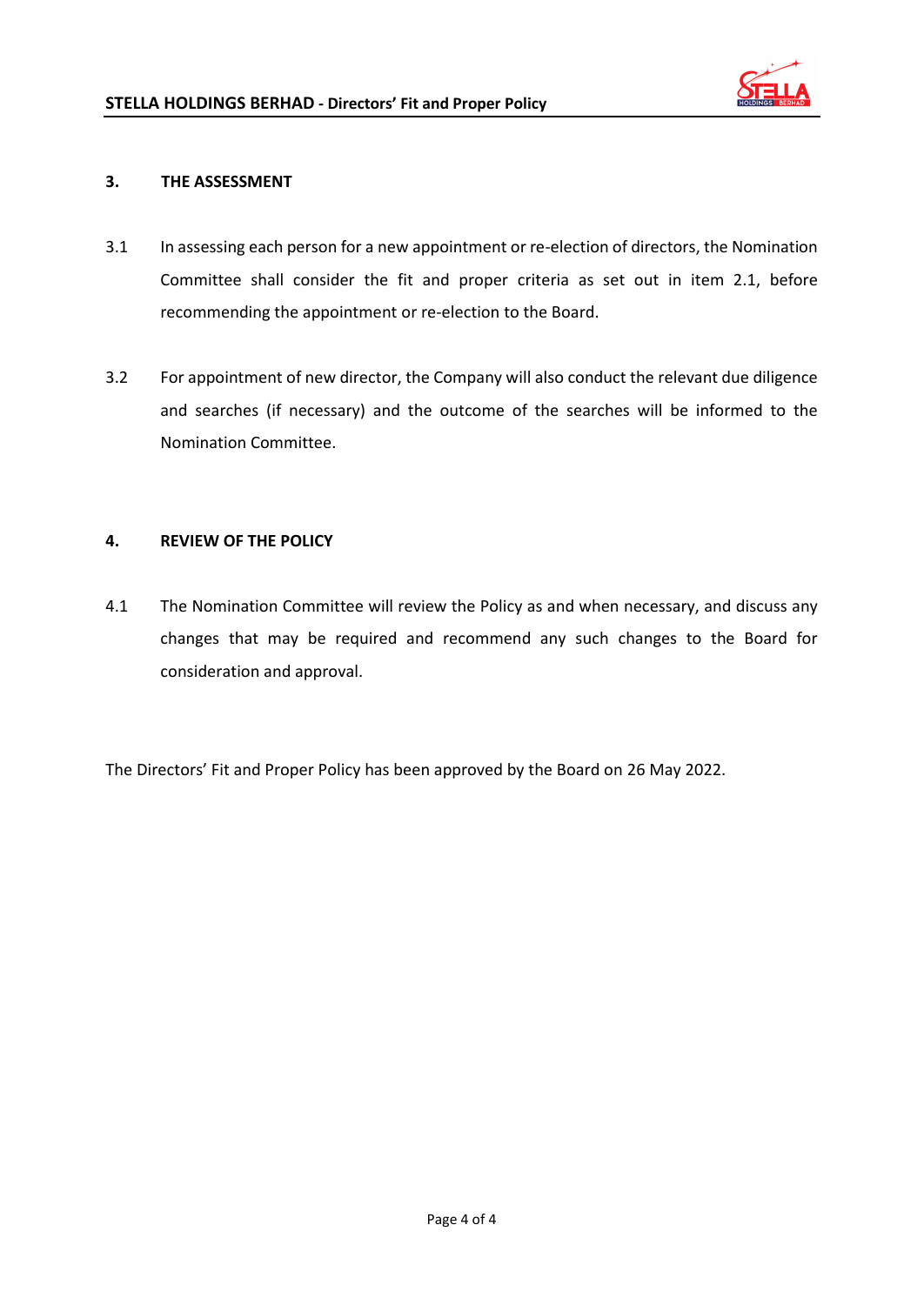## 3. THE ASSESSMENT

3.1 In assessing each person for a new appointment or re-election of directors, the Nomination Committee shall consider the fit and proper criteria as set out in item 2.1, before recommending the appointment or re-election to the Board.

3.2 For appointment of new director, the Company will also conduct the relevant due diligence and searches (if necessary) and the outcome of the searches will be informed to the Nomination Committee.

## 4. REVIEW OF THE POLICY

4.1 The Nomination Committee will review the Policy as and when necessary, and discuss any changes that may be required and recommend any such changes to the Board for consideration and approval.

The Directors' Fit and Proper Policy has been approved by the Board on 26 May 2022.